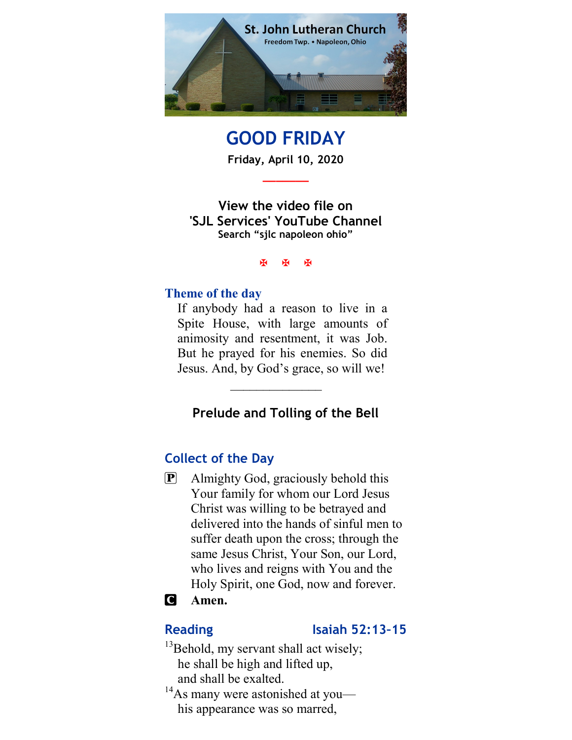St. John Lutheran Church
Freedom Twp. • Napoleon, Ohio

# GOOD FRIDAY

**Friday, April 10, 2020**

**View the video file on**
**'SJL Services' YouTube Channel**
**Search "sjlc napoleon ohio"**

✠ ✠ ✠

## Theme of the day

If anybody had a reason to live in a Spite House, with large amounts of animosity and resentment, it was Job. But he prayed for his enemies. So did Jesus. And, by God's grace, so will we!

---

### Prelude and Tolling of the Bell

## Collect of the Day

P Almighty God, graciously behold this Your family for whom our Lord Jesus Christ was willing to be betrayed and delivered into the hands of sinful men to suffer death upon the cross; through the same Jesus Christ, Your Son, our Lord, who lives and reigns with You and the Holy Spirit, one God, now and forever.

C **Amen.**

## Reading — Isaiah 52:13-15

[13]Behold, my servant shall act wisely;
he shall be high and lifted up,
and shall be exalted.
[14]As many were astonished at you—
his appearance was so marred,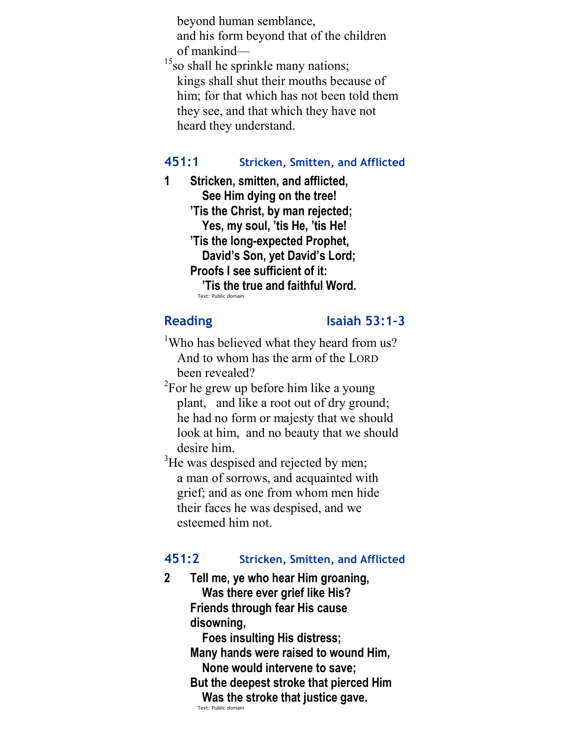beyond human semblance,
and his form beyond that of the children of mankind—

[15]so shall he sprinkle many nations;
kings shall shut their mouths because of him; for that which has not been told them they see, and that which they have not heard they understand.

## 451:1 Stricken, Smitten, and Afflicted

**1 Stricken, smitten, and afflicted,**
**See Him dying on the tree!**
**'Tis the Christ, by man rejected;**
**Yes, my soul, 'tis He, 'tis He!**
**'Tis the long-expected Prophet,**
**David's Son, yet David's Lord;**
**Proofs I see sufficient of it:**
**'Tis the true and faithful Word.**

Text: Public domain

## Reading Isaiah 53:1–3

[1]Who has believed what they heard from us?
And to whom has the arm of the LORD been revealed?

[2]For he grew up before him like a young plant, and like a root out of dry ground;
he had no form or majesty that we should look at him, and no beauty that we should desire him.

[3]He was despised and rejected by men;
a man of sorrows, and acquainted with grief; and as one from whom men hide their faces he was despised, and we esteemed him not.

## 451:2 Stricken, Smitten, and Afflicted

**2 Tell me, ye who hear Him groaning,**
**Was there ever grief like His?**
**Friends through fear His cause disowning,**
**Foes insulting His distress;**
**Many hands were raised to wound Him,**
**None would intervene to save;**
**But the deepest stroke that pierced Him**
**Was the stroke that justice gave.**

Text: Public domain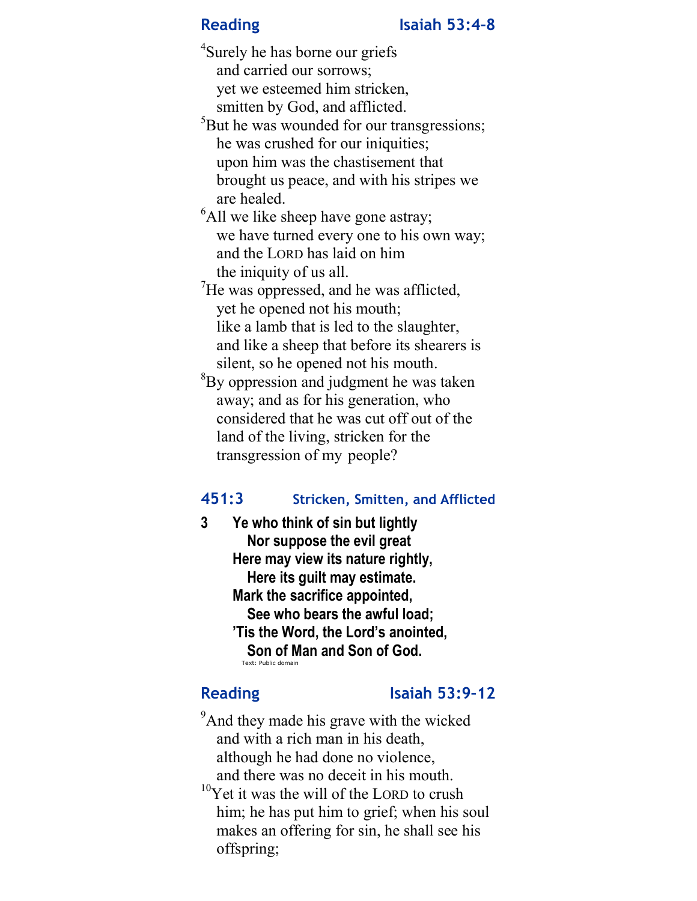## Reading — Isaiah 53:4–8

[4]Surely he has borne our griefs
and carried our sorrows;
yet we esteemed him stricken,
smitten by God, and afflicted.
[5]But he was wounded for our transgressions;
he was crushed for our iniquities;
upon him was the chastisement that
brought us peace, and with his stripes we
are healed.
[6]All we like sheep have gone astray;
we have turned every one to his own way;
and the LORD has laid on him
the iniquity of us all.
[7]He was oppressed, and he was afflicted,
yet he opened not his mouth;
like a lamb that is led to the slaughter,
and like a sheep that before its shearers is
silent, so he opened not his mouth.
[8]By oppression and judgment he was taken
away; and as for his generation, who
considered that he was cut off out of the
land of the living, stricken for the
transgression of my people?

## 451:3 — Stricken, Smitten, and Afflicted

**3 Ye who think of sin but lightly
Nor suppose the evil great
Here may view its nature rightly,
Here its guilt may estimate.
Mark the sacrifice appointed,
See who bears the awful load;
'Tis the Word, the Lord's anointed,
Son of Man and Son of God.**

Text: Public domain

## Reading — Isaiah 53:9–12

[9]And they made his grave with the wicked
and with a rich man in his death,
although he had done no violence,
and there was no deceit in his mouth.
[10]Yet it was the will of the LORD to crush
him; he has put him to grief; when his soul
makes an offering for sin, he shall see his
offspring;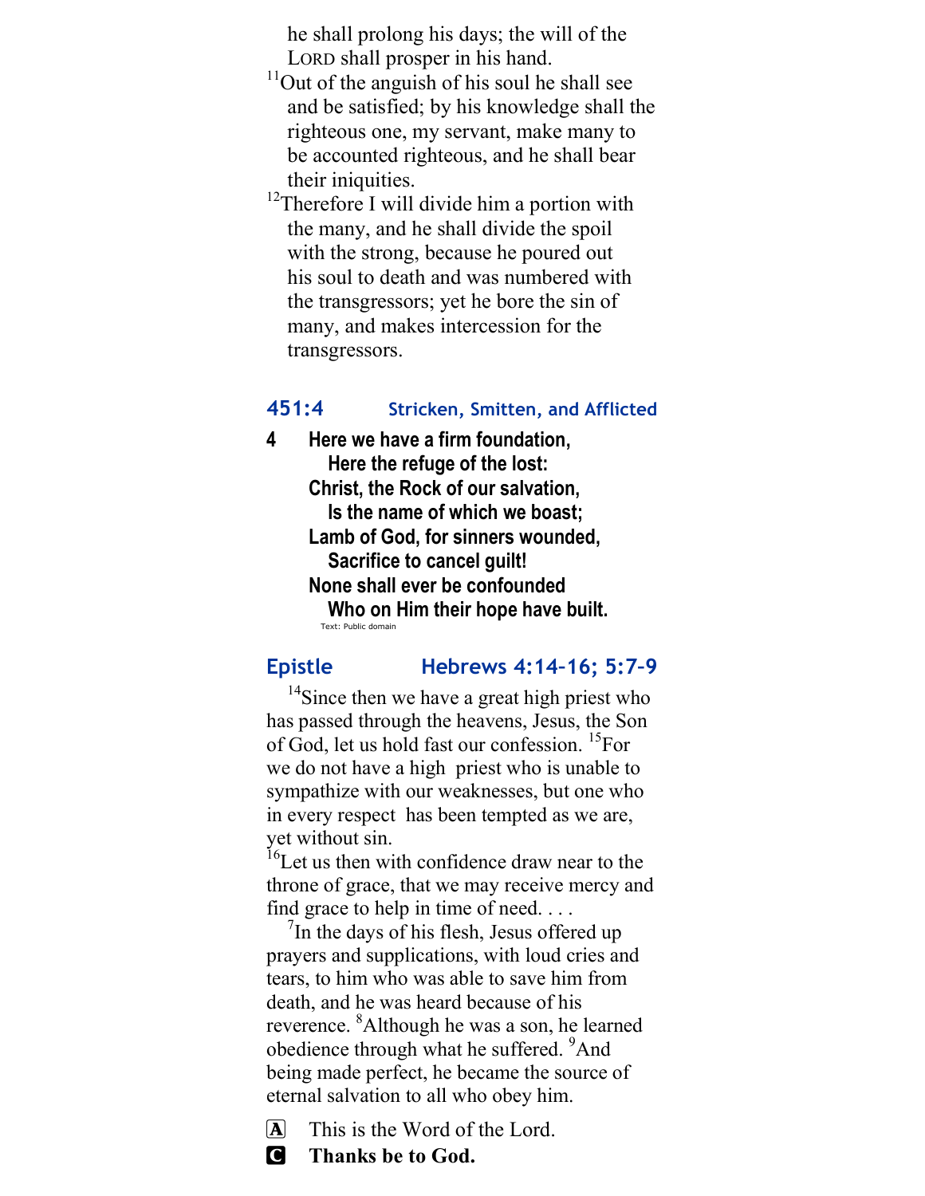he shall prolong his days; the will of the LORD shall prosper in his hand.

[11]Out of the anguish of his soul he shall see and be satisfied; by his knowledge shall the righteous one, my servant, make many to be accounted righteous, and he shall bear their iniquities.

[12]Therefore I will divide him a portion with the many, and he shall divide the spoil with the strong, because he poured out his soul to death and was numbered with the transgressors; yet he bore the sin of many, and makes intercession for the transgressors.

## 451:4 Stricken, Smitten, and Afflicted

**4 Here we have a firm foundation,**
**Here the refuge of the lost:**
**Christ, the Rock of our salvation,**
**Is the name of which we boast;**
**Lamb of God, for sinners wounded,**
**Sacrifice to cancel guilt!**
**None shall ever be confounded**
**Who on Him their hope have built.**

Text: Public domain

## Epistle Hebrews 4:14-16; 5:7-9

[14]Since then we have a great high priest who has passed through the heavens, Jesus, the Son of God, let us hold fast our confession. [15]For we do not have a high priest who is unable to sympathize with our weaknesses, but one who in every respect has been tempted as we are, yet without sin.

[16]Let us then with confidence draw near to the throne of grace, that we may receive mercy and find grace to help in time of need. . . .

[7]In the days of his flesh, Jesus offered up prayers and supplications, with loud cries and tears, to him who was able to save him from death, and he was heard because of his reverence. [8]Although he was a son, he learned obedience through what he suffered. [9]And being made perfect, he became the source of eternal salvation to all who obey him.

A This is the Word of the Lord.

C **Thanks be to God.**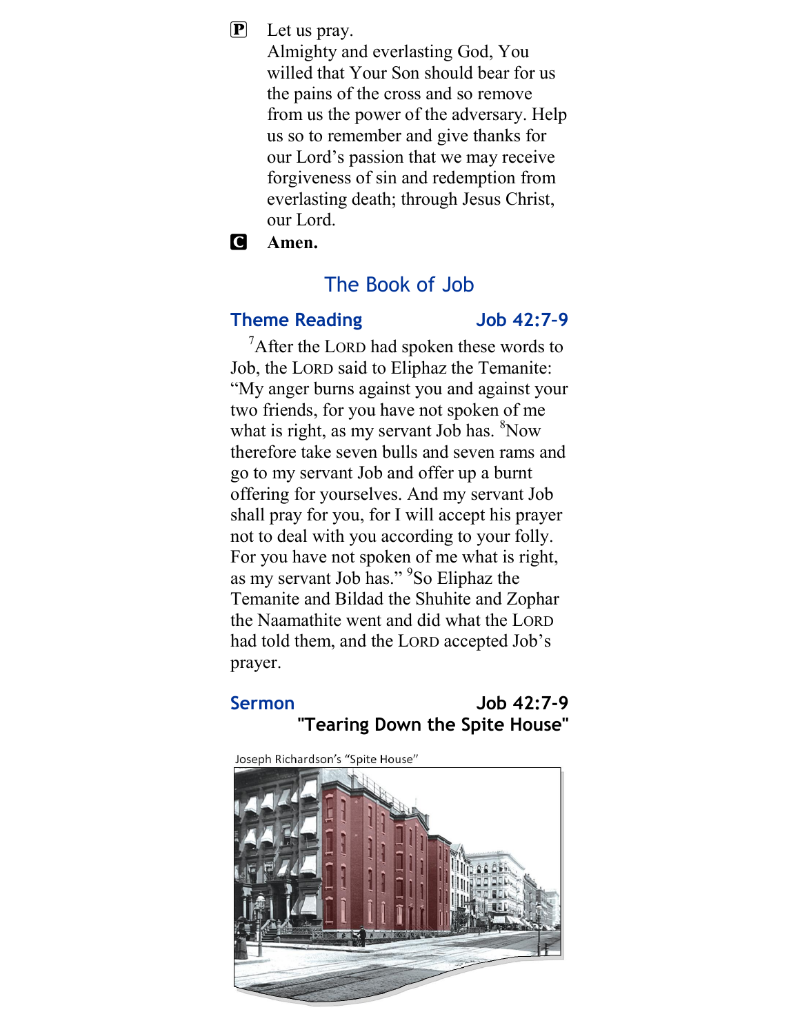**P** Let us pray.
Almighty and everlasting God, You willed that Your Son should bear for us the pains of the cross and so remove from us the power of the adversary. Help us so to remember and give thanks for our Lord's passion that we may receive forgiveness of sin and redemption from everlasting death; through Jesus Christ, our Lord.

**C** **Amen.**

## The Book of Job

### Theme Reading — Job 42:7-9

[7]After the LORD had spoken these words to Job, the LORD said to Eliphaz the Temanite: "My anger burns against you and against your two friends, for you have not spoken of me what is right, as my servant Job has. [8]Now therefore take seven bulls and seven rams and go to my servant Job and offer up a burnt offering for yourselves. And my servant Job shall pray for you, for I will accept his prayer not to deal with you according to your folly. For you have not spoken of me what is right, as my servant Job has." [9]So Eliphaz the Temanite and Bildad the Shuhite and Zophar the Naamathite went and did what the LORD had told them, and the LORD accepted Job's prayer.

### Sermon — Job 42:7-9

**"Tearing Down the Spite House"**

Joseph Richardson's "Spite House"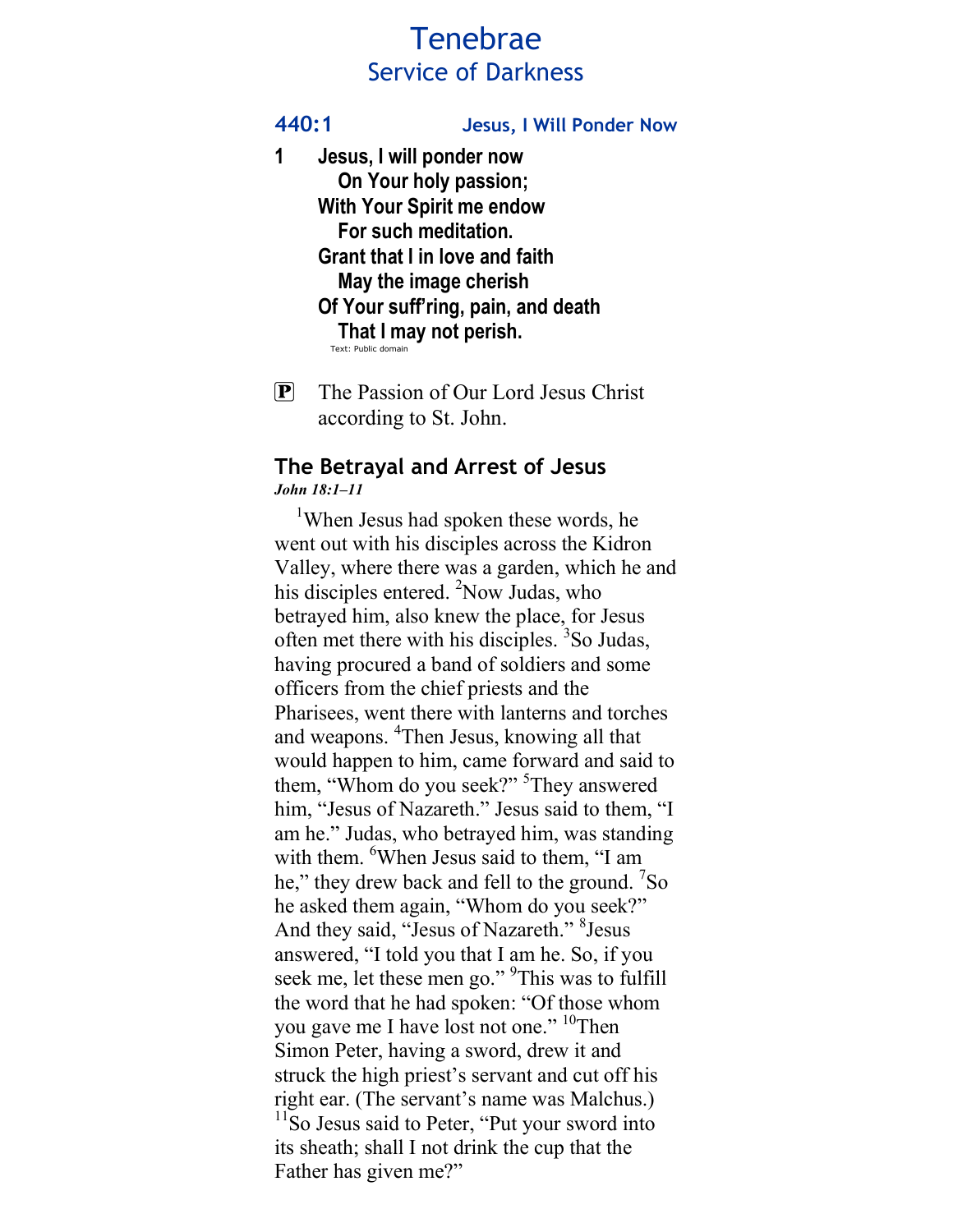# Tenebrae

## Service of Darkness

### 440:1 Jesus, I Will Ponder Now

**1 Jesus, I will ponder now**
**On Your holy passion;**
**With Your Spirit me endow**
**For such meditation.**
**Grant that I in love and faith**
**May the image cherish**
**Of Your suff'ring, pain, and death**
**That I may not perish.**

Text: Public domain

**P** The Passion of Our Lord Jesus Christ according to St. John.

### The Betrayal and Arrest of Jesus

***John 18:1–11***

[1]When Jesus had spoken these words, he went out with his disciples across the Kidron Valley, where there was a garden, which he and his disciples entered. [2]Now Judas, who betrayed him, also knew the place, for Jesus often met there with his disciples. [3]So Judas, having procured a band of soldiers and some officers from the chief priests and the Pharisees, went there with lanterns and torches and weapons. [4]Then Jesus, knowing all that would happen to him, came forward and said to them, "Whom do you seek?" [5]They answered him, "Jesus of Nazareth." Jesus said to them, "I am he." Judas, who betrayed him, was standing with them. [6]When Jesus said to them, "I am he," they drew back and fell to the ground. [7]So he asked them again, "Whom do you seek?" And they said, "Jesus of Nazareth." [8]Jesus answered, "I told you that I am he. So, if you seek me, let these men go." [9]This was to fulfill the word that he had spoken: "Of those whom you gave me I have lost not one." [10]Then Simon Peter, having a sword, drew it and struck the high priest's servant and cut off his right ear. (The servant's name was Malchus.) [11]So Jesus said to Peter, "Put your sword into its sheath; shall I not drink the cup that the Father has given me?"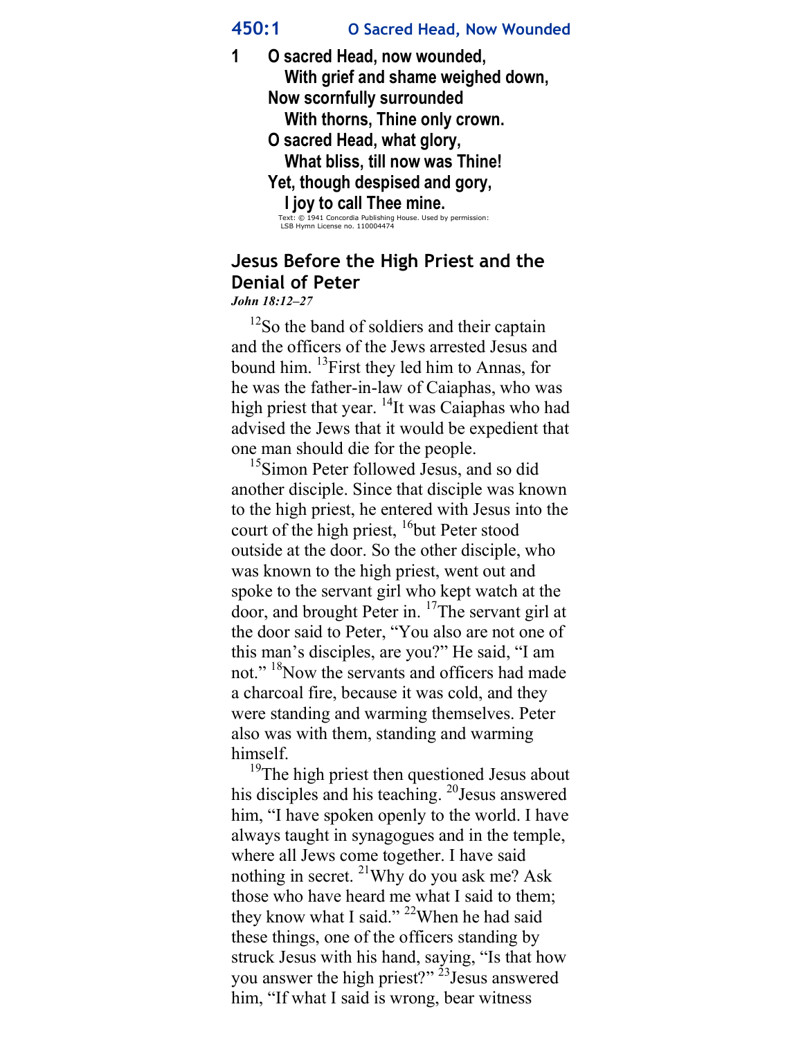## 450:1 O Sacred Head, Now Wounded

**1** **O sacred Head, now wounded,**
**With grief and shame weighed down,**
**Now scornfully surrounded**
**With thorns, Thine only crown.**
**O sacred Head, what glory,**
**What bliss, till now was Thine!**
**Yet, though despised and gory,**
**I joy to call Thee mine.**

Text: © 1941 Concordia Publishing House. Used by permission: LSB Hymn License no. 110004474

## Jesus Before the High Priest and the Denial of Peter

***John 18:12–27***

[12]So the band of soldiers and their captain and the officers of the Jews arrested Jesus and bound him. [13]First they led him to Annas, for he was the father-in-law of Caiaphas, who was high priest that year. [14]It was Caiaphas who had advised the Jews that it would be expedient that one man should die for the people.

[15]Simon Peter followed Jesus, and so did another disciple. Since that disciple was known to the high priest, he entered with Jesus into the court of the high priest, [16]but Peter stood outside at the door. So the other disciple, who was known to the high priest, went out and spoke to the servant girl who kept watch at the door, and brought Peter in. [17]The servant girl at the door said to Peter, "You also are not one of this man's disciples, are you?" He said, "I am not." [18]Now the servants and officers had made a charcoal fire, because it was cold, and they were standing and warming themselves. Peter also was with them, standing and warming himself.

[19]The high priest then questioned Jesus about his disciples and his teaching. [20]Jesus answered him, "I have spoken openly to the world. I have always taught in synagogues and in the temple, where all Jews come together. I have said nothing in secret. [21]Why do you ask me? Ask those who have heard me what I said to them; they know what I said." [22]When he had said these things, one of the officers standing by struck Jesus with his hand, saying, "Is that how you answer the high priest?" [23]Jesus answered him, "If what I said is wrong, bear witness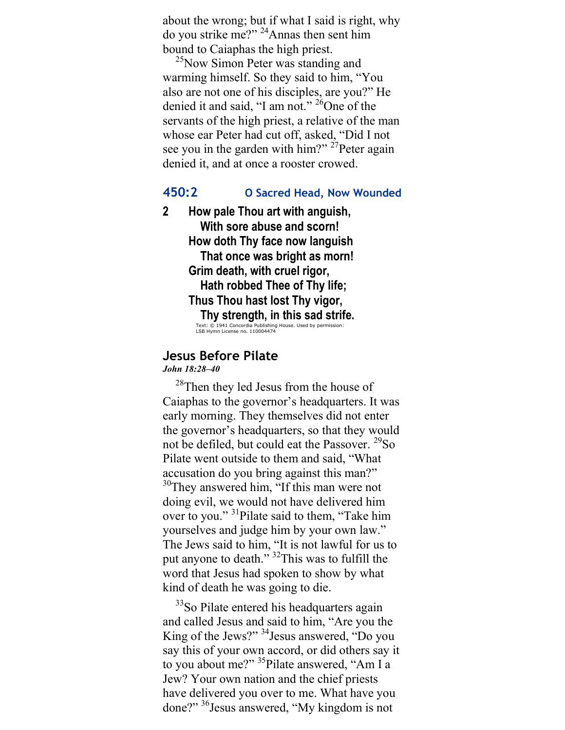about the wrong; but if what I said is right, why do you strike me?” [24]Annas then sent him bound to Caiaphas the high priest.

[25]Now Simon Peter was standing and warming himself. So they said to him, “You also are not one of his disciples, are you?” He denied it and said, “I am not.” [26]One of the servants of the high priest, a relative of the man whose ear Peter had cut off, asked, “Did I not see you in the garden with him?” [27]Peter again denied it, and at once a rooster crowed.

### 450:2 O Sacred Head, Now Wounded

**2 How pale Thou art with anguish,**
**With sore abuse and scorn!**
**How doth Thy face now languish**
**That once was bright as morn!**
**Grim death, with cruel rigor,**
**Hath robbed Thee of Thy life;**
**Thus Thou hast lost Thy vigor,**
**Thy strength, in this sad strife.**

Text: © 1941 Concordia Publishing House. Used by permission: LSB Hymn License no. 110004474

## Jesus Before Pilate

***John 18:28–40***

[28]Then they led Jesus from the house of Caiaphas to the governor’s headquarters. It was early morning. They themselves did not enter the governor’s headquarters, so that they would not be defiled, but could eat the Passover. [29]So Pilate went outside to them and said, “What accusation do you bring against this man?” [30]They answered him, “If this man were not doing evil, we would not have delivered him over to you.” [31]Pilate said to them, “Take him yourselves and judge him by your own law.” The Jews said to him, “It is not lawful for us to put anyone to death.” [32]This was to fulfill the word that Jesus had spoken to show by what kind of death he was going to die.

[33]So Pilate entered his headquarters again and called Jesus and said to him, “Are you the King of the Jews?” [34]Jesus answered, “Do you say this of your own accord, or did others say it to you about me?” [35]Pilate answered, “Am I a Jew? Your own nation and the chief priests have delivered you over to me. What have you done?” [36]Jesus answered, “My kingdom is not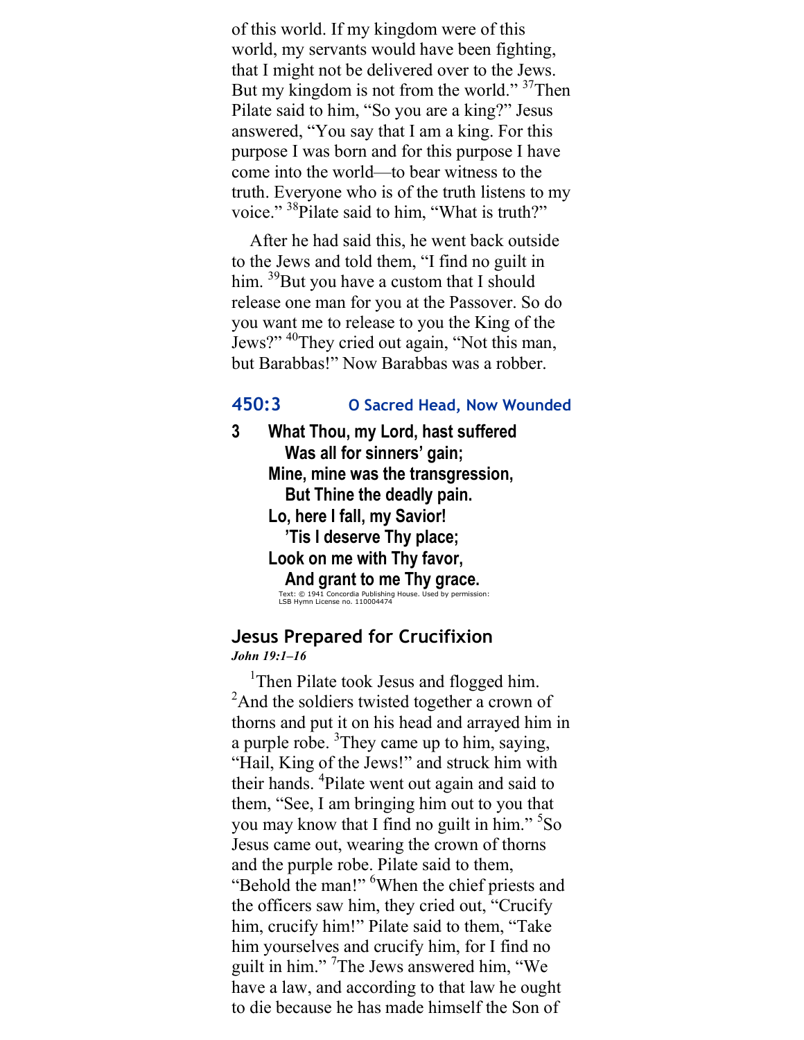of this world. If my kingdom were of this world, my servants would have been fighting, that I might not be delivered over to the Jews. But my kingdom is not from the world." [37]Then Pilate said to him, "So you are a king?" Jesus answered, "You say that I am a king. For this purpose I was born and for this purpose I have come into the world—to bear witness to the truth. Everyone who is of the truth listens to my voice." [38]Pilate said to him, "What is truth?"

After he had said this, he went back outside to the Jews and told them, "I find no guilt in him. [39]But you have a custom that I should release one man for you at the Passover. So do you want me to release to you the King of the Jews?" [40]They cried out again, "Not this man, but Barabbas!" Now Barabbas was a robber.

### 450:3 O Sacred Head, Now Wounded

**3 What Thou, my Lord, hast suffered**
**Was all for sinners' gain;**
**Mine, mine was the transgression,**
**But Thine the deadly pain.**
**Lo, here I fall, my Savior!**
**'Tis I deserve Thy place;**
**Look on me with Thy favor,**
**And grant to me Thy grace.**

Text: © 1941 Concordia Publishing House. Used by permission: LSB Hymn License no. 110004474

## Jesus Prepared for Crucifixion

***John 19:1–16***

[1]Then Pilate took Jesus and flogged him. [2]And the soldiers twisted together a crown of thorns and put it on his head and arrayed him in a purple robe. [3]They came up to him, saying, "Hail, King of the Jews!" and struck him with their hands. [4]Pilate went out again and said to them, "See, I am bringing him out to you that you may know that I find no guilt in him." [5]So Jesus came out, wearing the crown of thorns and the purple robe. Pilate said to them, "Behold the man!" [6]When the chief priests and the officers saw him, they cried out, "Crucify him, crucify him!" Pilate said to them, "Take him yourselves and crucify him, for I find no guilt in him." [7]The Jews answered him, "We have a law, and according to that law he ought to die because he has made himself the Son of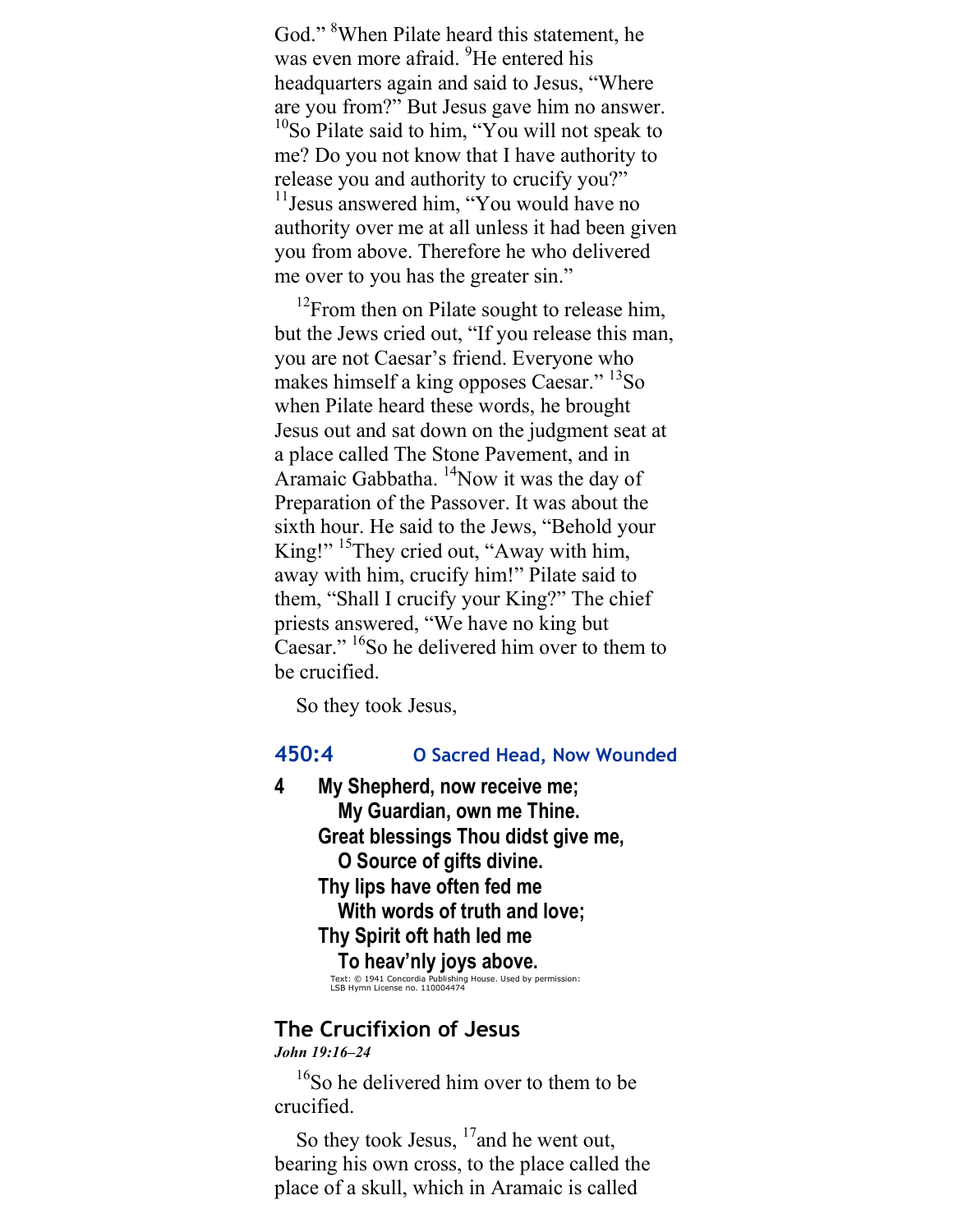God.” [8]When Pilate heard this statement, he was even more afraid. [9]He entered his headquarters again and said to Jesus, “Where are you from?” But Jesus gave him no answer. [10]So Pilate said to him, “You will not speak to me? Do you not know that I have authority to release you and authority to crucify you?” [11]Jesus answered him, “You would have no authority over me at all unless it had been given you from above. Therefore he who delivered me over to you has the greater sin.”

[12]From then on Pilate sought to release him, but the Jews cried out, “If you release this man, you are not Caesar’s friend. Everyone who makes himself a king opposes Caesar.” [13]So when Pilate heard these words, he brought Jesus out and sat down on the judgment seat at a place called The Stone Pavement, and in Aramaic Gabbatha. [14]Now it was the day of Preparation of the Passover. It was about the sixth hour. He said to the Jews, “Behold your King!” [15]They cried out, “Away with him, away with him, crucify him!” Pilate said to them, “Shall I crucify your King?” The chief priests answered, “We have no king but Caesar.” [16]So he delivered him over to them to be crucified.

So they took Jesus,

### 450:4 O Sacred Head, Now Wounded

**4 My Shepherd, now receive me;**
**My Guardian, own me Thine.**
**Great blessings Thou didst give me,**
**O Source of gifts divine.**
**Thy lips have often fed me**
**With words of truth and love;**
**Thy Spirit oft hath led me**
**To heav’nly joys above.**

Text: © 1941 Concordia Publishing House. Used by permission: LSB Hymn License no. 110004474

## The Crucifixion of Jesus

***John 19:16–24***

[16]So he delivered him over to them to be crucified.

So they took Jesus, [17]and he went out, bearing his own cross, to the place called the place of a skull, which in Aramaic is called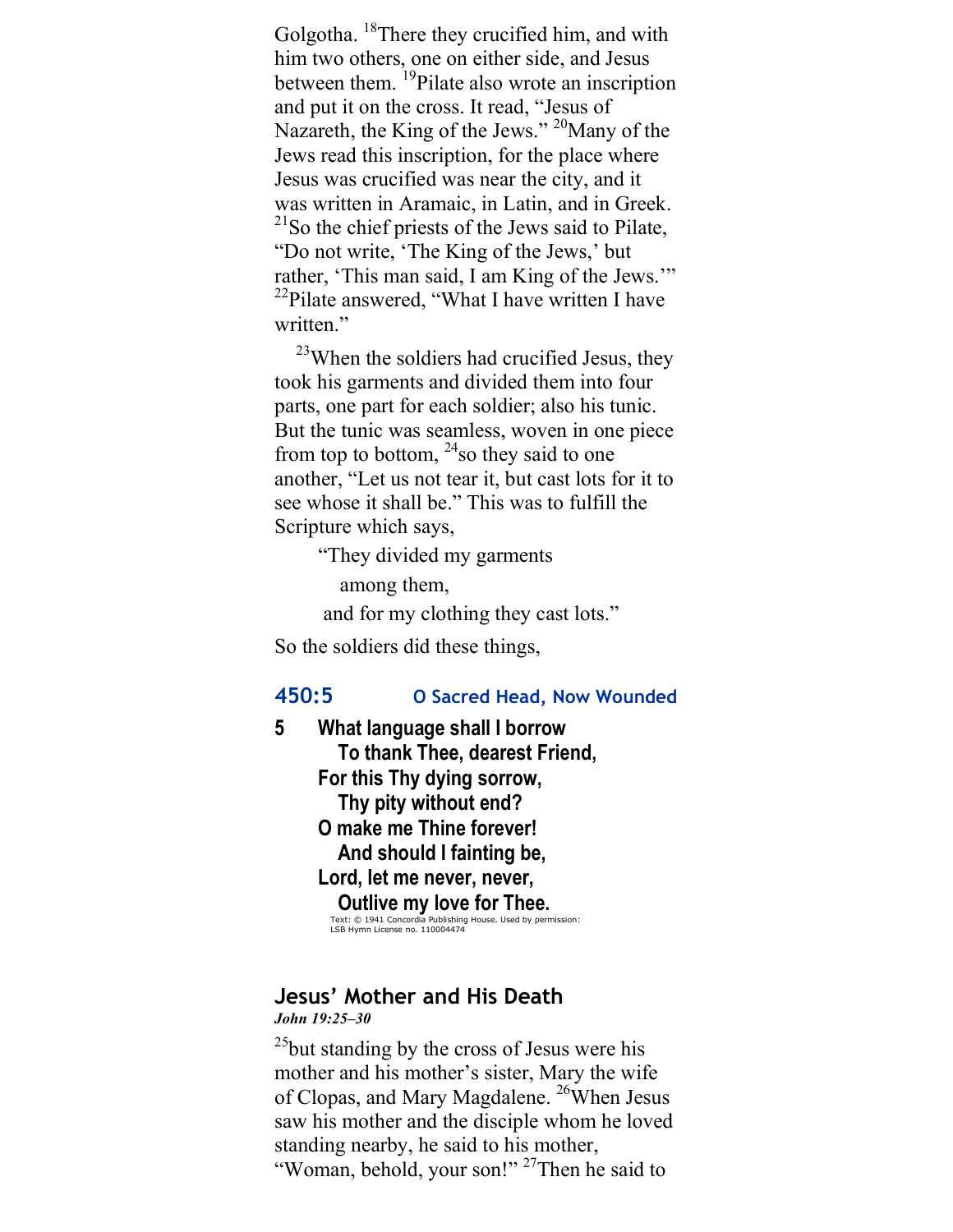Golgotha. [18]There they crucified him, and with him two others, one on either side, and Jesus between them. [19]Pilate also wrote an inscription and put it on the cross. It read, "Jesus of Nazareth, the King of the Jews." [20]Many of the Jews read this inscription, for the place where Jesus was crucified was near the city, and it was written in Aramaic, in Latin, and in Greek. [21]So the chief priests of the Jews said to Pilate, "Do not write, 'The King of the Jews,' but rather, 'This man said, I am King of the Jews.'" [22]Pilate answered, "What I have written I have written."

[23]When the soldiers had crucified Jesus, they took his garments and divided them into four parts, one part for each soldier; also his tunic. But the tunic was seamless, woven in one piece from top to bottom, [24]so they said to one another, "Let us not tear it, but cast lots for it to see whose it shall be." This was to fulfill the Scripture which says,

> "They divided my garments
> among them,
> and for my clothing they cast lots."

So the soldiers did these things,

### 450:5 O Sacred Head, Now Wounded

**5 What language shall I borrow**
**To thank Thee, dearest Friend,**
**For this Thy dying sorrow,**
**Thy pity without end?**
**O make me Thine forever!**
**And should I fainting be,**
**Lord, let me never, never,**
**Outlive my love for Thee.**

Text: © 1941 Concordia Publishing House. Used by permission: LSB Hymn License no. 110004474

## Jesus' Mother and His Death

***John 19:25–30***

[25]but standing by the cross of Jesus were his mother and his mother's sister, Mary the wife of Clopas, and Mary Magdalene. [26]When Jesus saw his mother and the disciple whom he loved standing nearby, he said to his mother, "Woman, behold, your son!" [27]Then he said to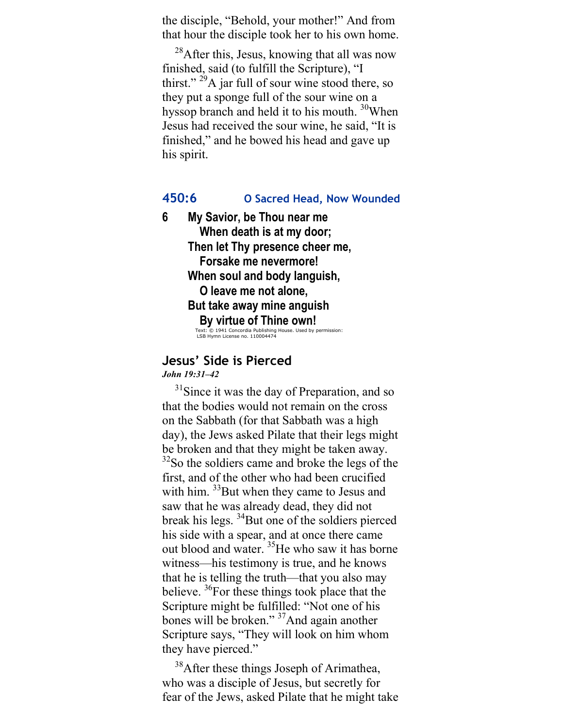the disciple, "Behold, your mother!" And from that hour the disciple took her to his own home.

[28]After this, Jesus, knowing that all was now finished, said (to fulfill the Scripture), "I thirst." [29]A jar full of sour wine stood there, so they put a sponge full of the sour wine on a hyssop branch and held it to his mouth. [30]When Jesus had received the sour wine, he said, "It is finished," and he bowed his head and gave up his spirit.

### 450:6 O Sacred Head, Now Wounded

**6 My Savior, be Thou near me**
**When death is at my door;**
**Then let Thy presence cheer me,**
**Forsake me nevermore!**
**When soul and body languish,**
**O leave me not alone,**
**But take away mine anguish**
**By virtue of Thine own!**

Text: © 1941 Concordia Publishing House. Used by permission: LSB Hymn License no. 110004474

## Jesus' Side is Pierced

***John 19:31–42***

[31]Since it was the day of Preparation, and so that the bodies would not remain on the cross on the Sabbath (for that Sabbath was a high day), the Jews asked Pilate that their legs might be broken and that they might be taken away. [32]So the soldiers came and broke the legs of the first, and of the other who had been crucified with him. [33]But when they came to Jesus and saw that he was already dead, they did not break his legs. [34]But one of the soldiers pierced his side with a spear, and at once there came out blood and water. [35]He who saw it has borne witness—his testimony is true, and he knows that he is telling the truth—that you also may believe. [36]For these things took place that the Scripture might be fulfilled: "Not one of his bones will be broken." [37]And again another Scripture says, "They will look on him whom they have pierced."

[38]After these things Joseph of Arimathea, who was a disciple of Jesus, but secretly for fear of the Jews, asked Pilate that he might take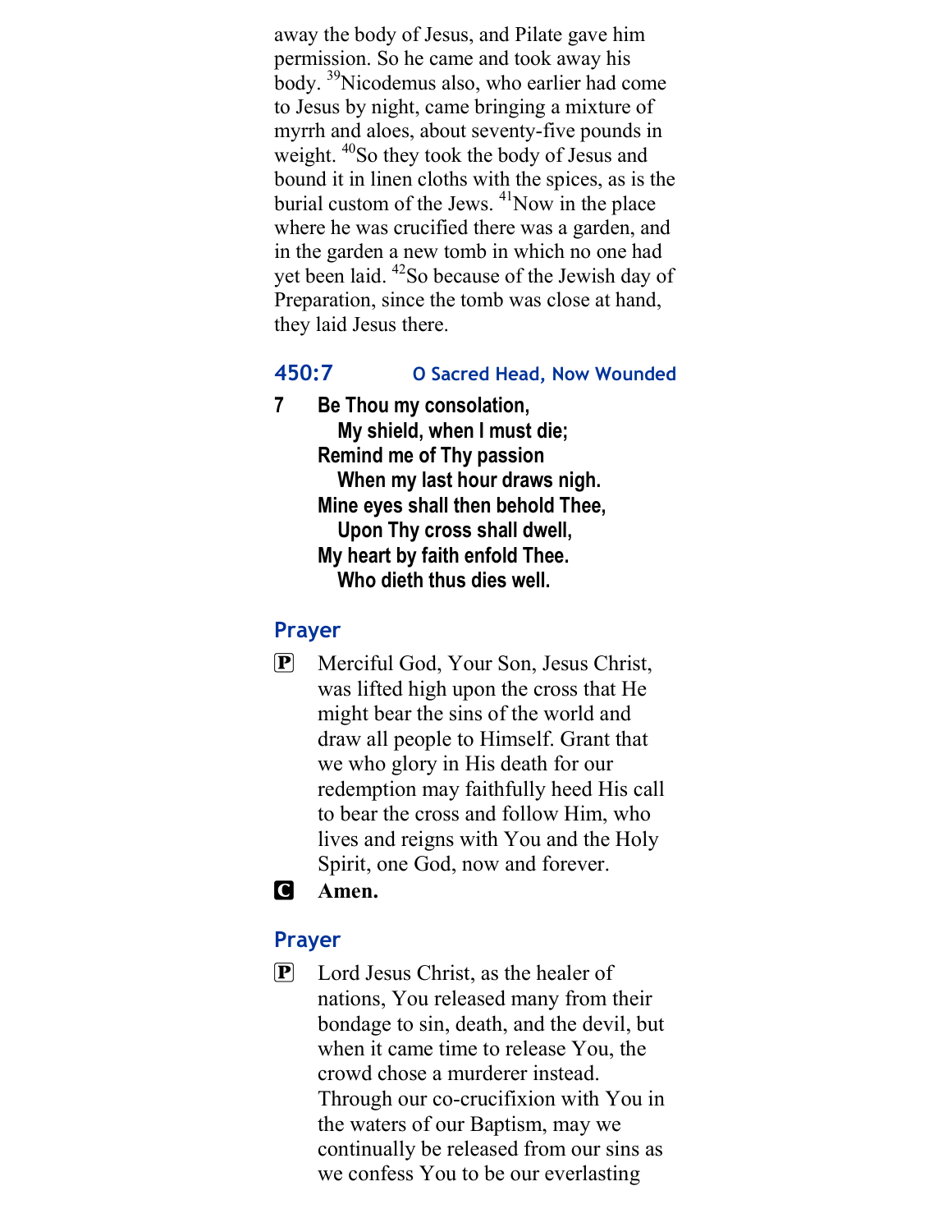away the body of Jesus, and Pilate gave him permission. So he came and took away his body. [39]Nicodemus also, who earlier had come to Jesus by night, came bringing a mixture of myrrh and aloes, about seventy-five pounds in weight. [40]So they took the body of Jesus and bound it in linen cloths with the spices, as is the burial custom of the Jews. [41]Now in the place where he was crucified there was a garden, and in the garden a new tomb in which no one had yet been laid. [42]So because of the Jewish day of Preparation, since the tomb was close at hand, they laid Jesus there.

## 450:7 O Sacred Head, Now Wounded

**7 Be Thou my consolation,**
**My shield, when I must die;**
**Remind me of Thy passion**
**When my last hour draws nigh.**
**Mine eyes shall then behold Thee,**
**Upon Thy cross shall dwell,**
**My heart by faith enfold Thee.**
**Who dieth thus dies well.**

## Prayer

P Merciful God, Your Son, Jesus Christ, was lifted high upon the cross that He might bear the sins of the world and draw all people to Himself. Grant that we who glory in His death for our redemption may faithfully heed His call to bear the cross and follow Him, who lives and reigns with You and the Holy Spirit, one God, now and forever.

C **Amen.**

## Prayer

P Lord Jesus Christ, as the healer of nations, You released many from their bondage to sin, death, and the devil, but when it came time to release You, the crowd chose a murderer instead. Through our co-crucifixion with You in the waters of our Baptism, may we continually be released from our sins as we confess You to be our everlasting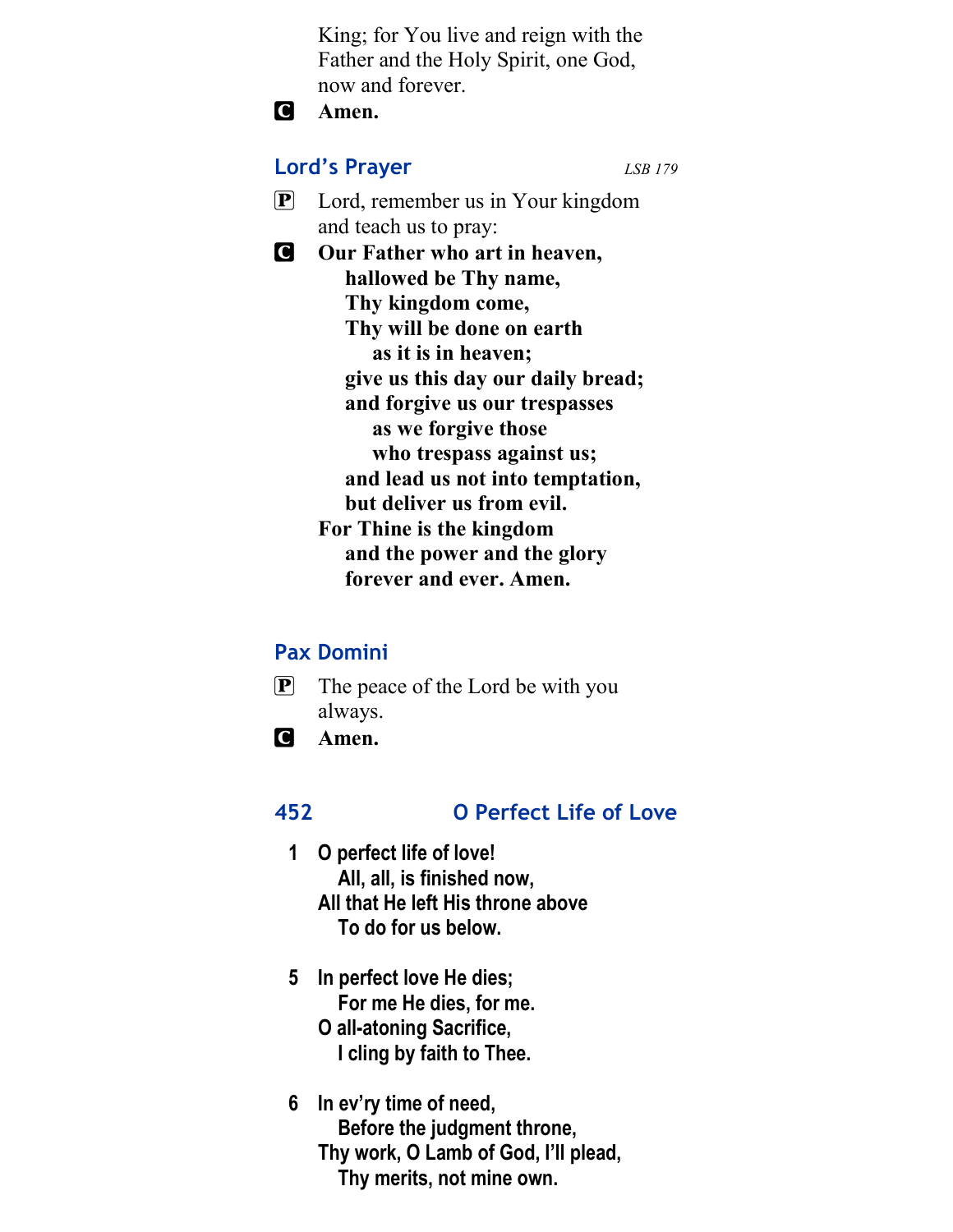King; for You live and reign with the Father and the Holy Spirit, one God, now and forever.

**C** **Amen.**

## Lord's Prayer

*LSB 179*

**P** Lord, remember us in Your kingdom and teach us to pray:

**C** **Our Father who art in heaven,**
**hallowed be Thy name,**
**Thy kingdom come,**
**Thy will be done on earth**
**as it is in heaven;**
**give us this day our daily bread;**
**and forgive us our trespasses**
**as we forgive those**
**who trespass against us;**
**and lead us not into temptation,**
**but deliver us from evil.**
**For Thine is the kingdom**
**and the power and the glory**
**forever and ever. Amen.**

## Pax Domini

**P** The peace of the Lord be with you always.

**C** **Amen.**

## 452 O Perfect Life of Love

1 O perfect life of love!
All, all, is finished now,
All that He left His throne above
To do for us below.

5 In perfect love He dies;
For me He dies, for me.
O all-atoning Sacrifice,
I cling by faith to Thee.

6 In ev'ry time of need,
Before the judgment throne,
Thy work, O Lamb of God, I'll plead,
Thy merits, not mine own.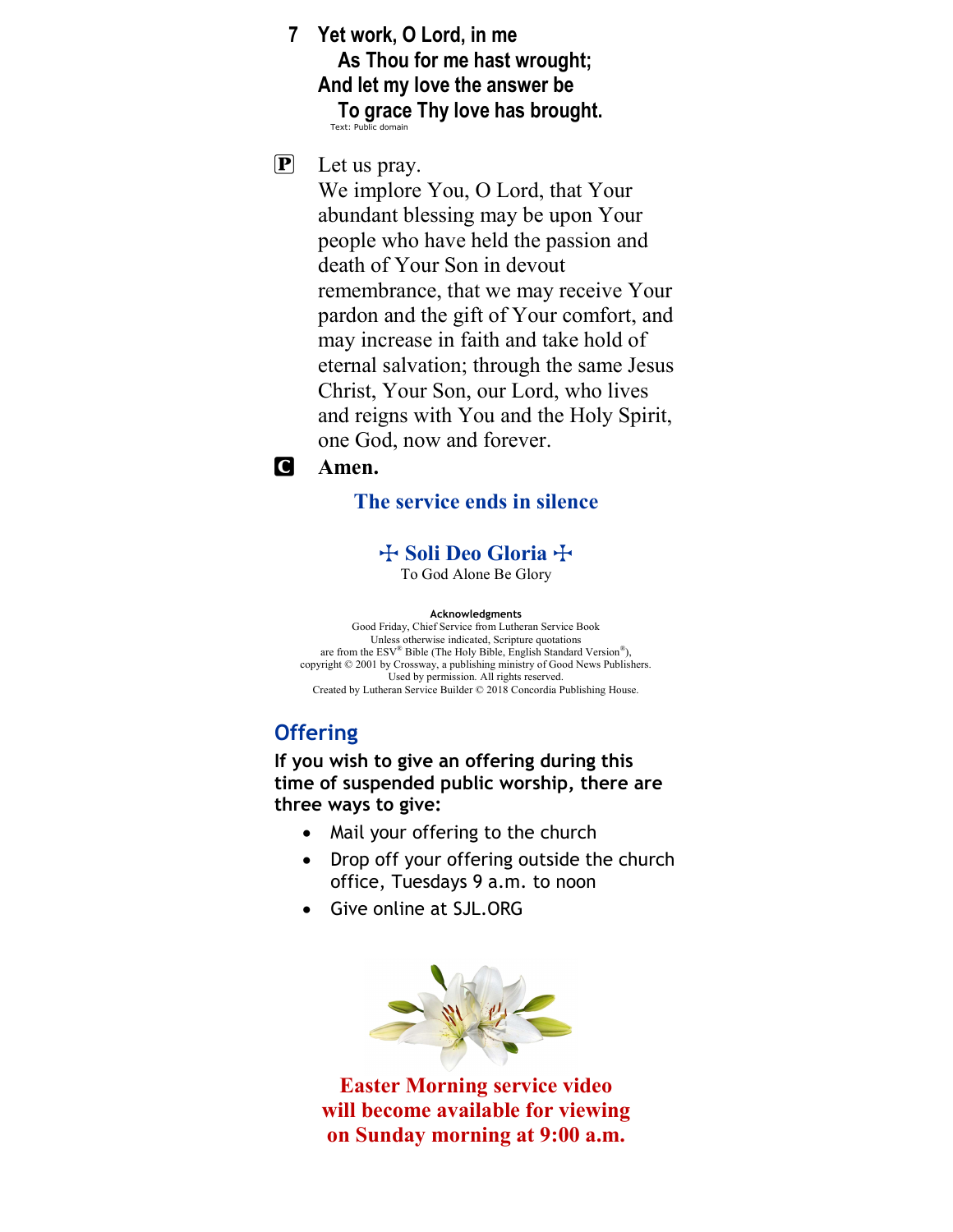7 **Yet work, O Lord, in me**
**As Thou for me hast wrought;**
**And let my love the answer be**
**To grace Thy love has brought.**

Text: Public domain

**P** Let us pray.
We implore You, O Lord, that Your abundant blessing may be upon Your people who have held the passion and death of Your Son in devout remembrance, that we may receive Your pardon and the gift of Your comfort, and may increase in faith and take hold of eternal salvation; through the same Jesus Christ, Your Son, our Lord, who lives and reigns with You and the Holy Spirit, one God, now and forever.

**C** **Amen.**

**The service ends in silence**

**☩ Soli Deo Gloria ☩**
To God Alone Be Glory

**Acknowledgments**
Good Friday, Chief Service from Lutheran Service Book
Unless otherwise indicated, Scripture quotations are from the ESV® Bible (The Holy Bible, English Standard Version®), copyright © 2001 by Crossway, a publishing ministry of Good News Publishers. Used by permission. All rights reserved.
Created by Lutheran Service Builder © 2018 Concordia Publishing House.

## Offering

**If you wish to give an offering during this time of suspended public worship, there are three ways to give:**

- Mail your offering to the church
- Drop off your offering outside the church office, Tuesdays 9 a.m. to noon
- Give online at SJL.ORG

**Easter Morning service video will become available for viewing on Sunday morning at 9:00 a.m.**